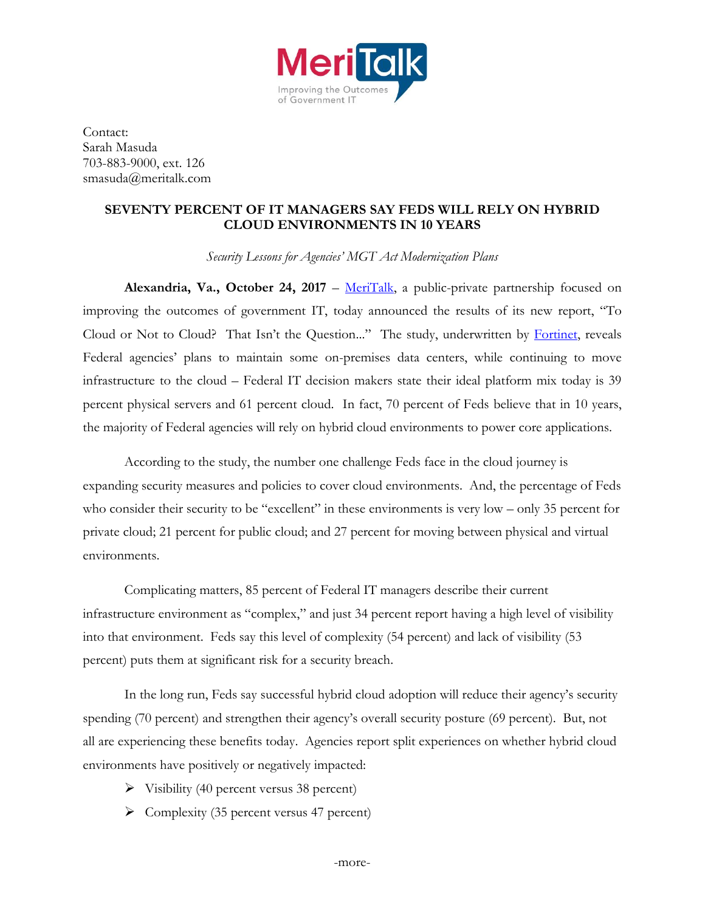Contact:
Sarah Masuda
703-883-9000, ext. 126
smasuda@meritalk.com

## SEVENTY PERCENT OF IT MANAGERS SAY FEDS WILL RELY ON HYBRID CLOUD ENVIRONMENTS IN 10 YEARS

*Security Lessons for Agencies' MGT Act Modernization Plans*

**Alexandria, Va., October 24, 2017** – MeriTalk, a public-private partnership focused on improving the outcomes of government IT, today announced the results of its new report, "To Cloud or Not to Cloud? That Isn't the Question..." The study, underwritten by Fortinet, reveals Federal agencies' plans to maintain some on-premises data centers, while continuing to move infrastructure to the cloud – Federal IT decision makers state their ideal platform mix today is 39 percent physical servers and 61 percent cloud. In fact, 70 percent of Feds believe that in 10 years, the majority of Federal agencies will rely on hybrid cloud environments to power core applications.

According to the study, the number one challenge Feds face in the cloud journey is expanding security measures and policies to cover cloud environments. And, the percentage of Feds who consider their security to be "excellent" in these environments is very low – only 35 percent for private cloud; 21 percent for public cloud; and 27 percent for moving between physical and virtual environments.

Complicating matters, 85 percent of Federal IT managers describe their current infrastructure environment as "complex," and just 34 percent report having a high level of visibility into that environment. Feds say this level of complexity (54 percent) and lack of visibility (53 percent) puts them at significant risk for a security breach.

In the long run, Feds say successful hybrid cloud adoption will reduce their agency's security spending (70 percent) and strengthen their agency's overall security posture (69 percent). But, not all are experiencing these benefits today. Agencies report split experiences on whether hybrid cloud environments have positively or negatively impacted:

- Visibility (40 percent versus 38 percent)
- Complexity (35 percent versus 47 percent)

-more-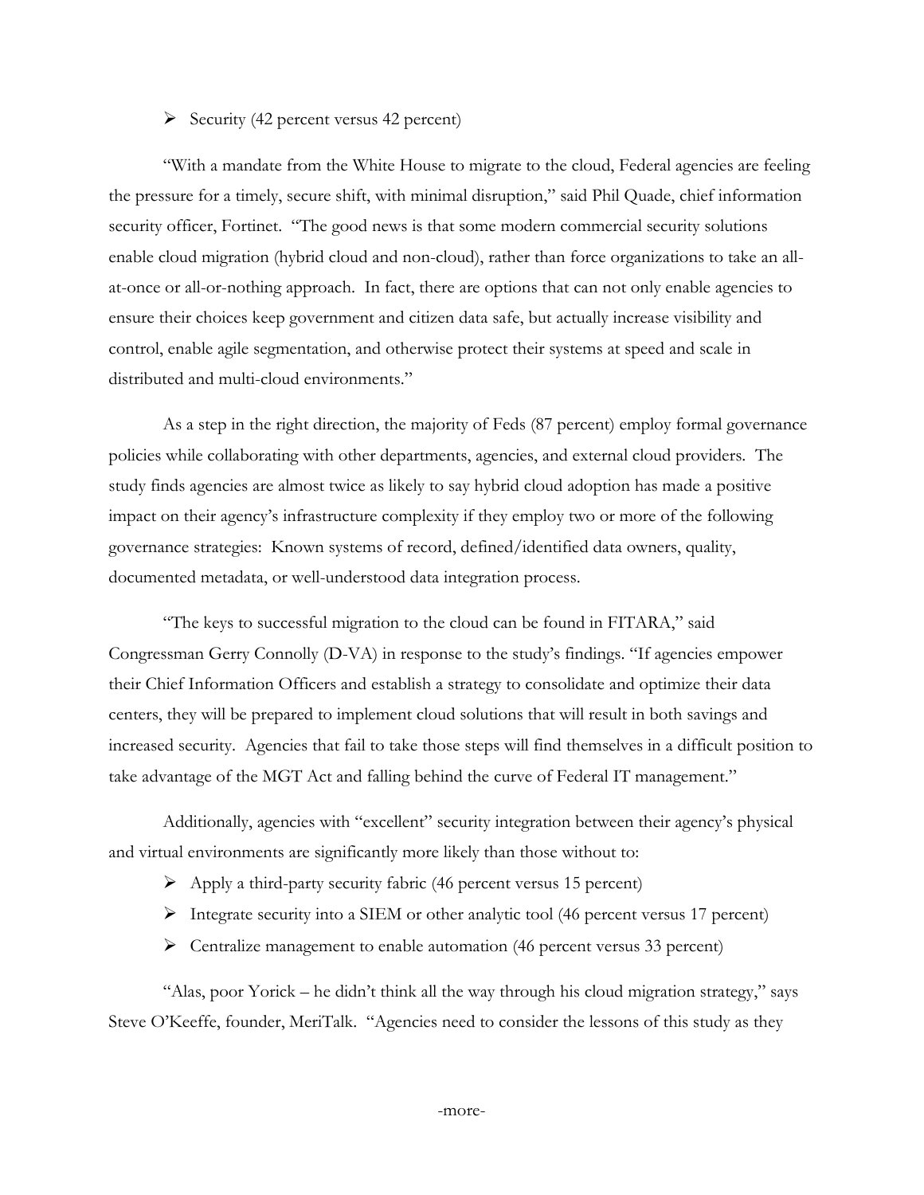- Security (42 percent versus 42 percent)

"With a mandate from the White House to migrate to the cloud, Federal agencies are feeling the pressure for a timely, secure shift, with minimal disruption," said Phil Quade, chief information security officer, Fortinet. "The good news is that some modern commercial security solutions enable cloud migration (hybrid cloud and non-cloud), rather than force organizations to take an all-at-once or all-or-nothing approach. In fact, there are options that can not only enable agencies to ensure their choices keep government and citizen data safe, but actually increase visibility and control, enable agile segmentation, and otherwise protect their systems at speed and scale in distributed and multi-cloud environments."

As a step in the right direction, the majority of Feds (87 percent) employ formal governance policies while collaborating with other departments, agencies, and external cloud providers. The study finds agencies are almost twice as likely to say hybrid cloud adoption has made a positive impact on their agency's infrastructure complexity if they employ two or more of the following governance strategies: Known systems of record, defined/identified data owners, quality, documented metadata, or well-understood data integration process.

"The keys to successful migration to the cloud can be found in FITARA," said Congressman Gerry Connolly (D-VA) in response to the study's findings. "If agencies empower their Chief Information Officers and establish a strategy to consolidate and optimize their data centers, they will be prepared to implement cloud solutions that will result in both savings and increased security. Agencies that fail to take those steps will find themselves in a difficult position to take advantage of the MGT Act and falling behind the curve of Federal IT management."

Additionally, agencies with "excellent" security integration between their agency's physical and virtual environments are significantly more likely than those without to:

- Apply a third-party security fabric (46 percent versus 15 percent)
- Integrate security into a SIEM or other analytic tool (46 percent versus 17 percent)
- Centralize management to enable automation (46 percent versus 33 percent)

"Alas, poor Yorick – he didn't think all the way through his cloud migration strategy," says Steve O'Keeffe, founder, MeriTalk. "Agencies need to consider the lessons of this study as they

-more-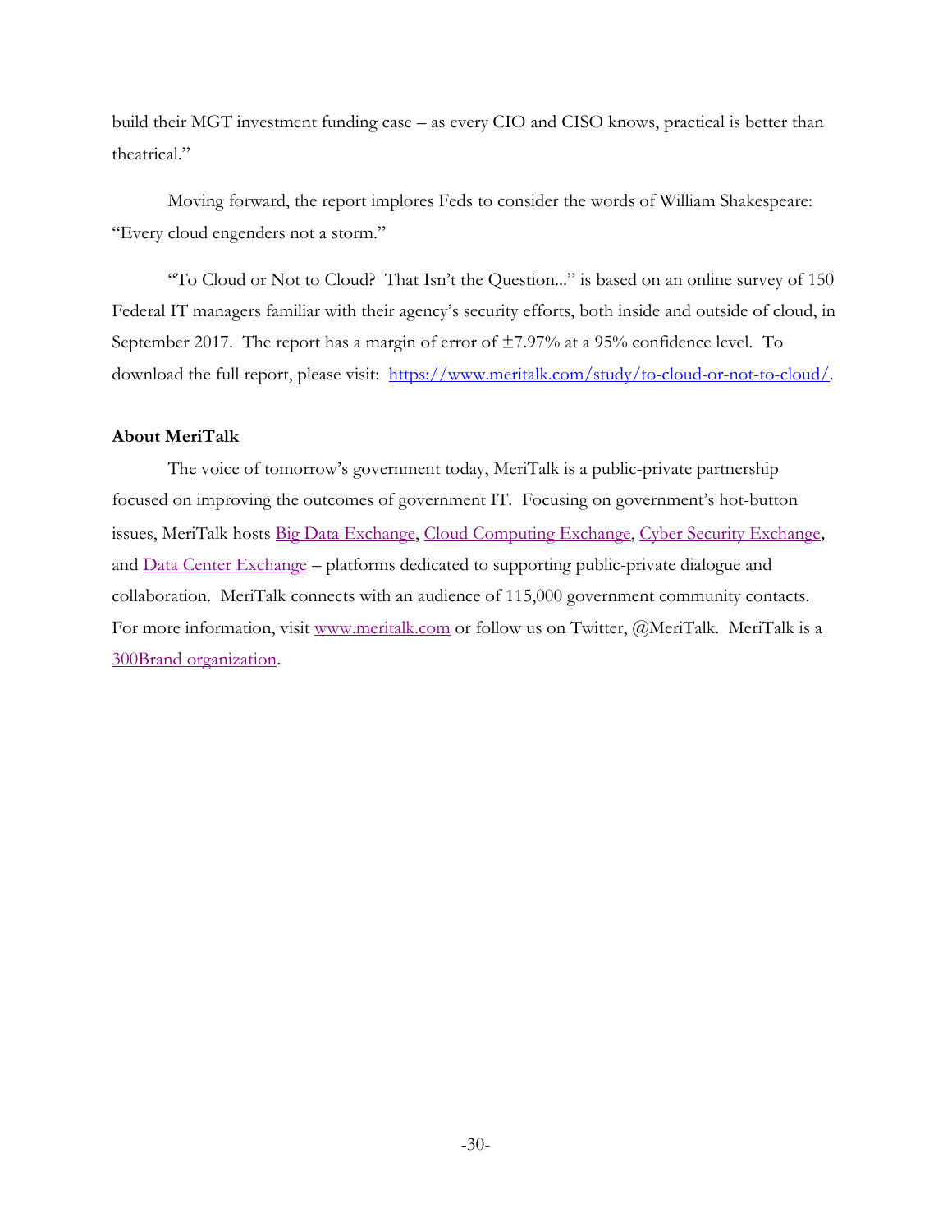build their MGT investment funding case – as every CIO and CISO knows, practical is better than theatrical."

Moving forward, the report implores Feds to consider the words of William Shakespeare: "Every cloud engenders not a storm."

"To Cloud or Not to Cloud? That Isn't the Question..." is based on an online survey of 150 Federal IT managers familiar with their agency's security efforts, both inside and outside of cloud, in September 2017. The report has a margin of error of ±7.97% at a 95% confidence level. To download the full report, please visit: [https://www.meritalk.com/study/to-cloud-or-not-to-cloud/](https://www.meritalk.com/study/to-cloud-or-not-to-cloud/).

**About MeriTalk**

The voice of tomorrow's government today, MeriTalk is a public-private partnership focused on improving the outcomes of government IT. Focusing on government's hot-button issues, MeriTalk hosts Big Data Exchange, Cloud Computing Exchange, Cyber Security Exchange, and Data Center Exchange – platforms dedicated to supporting public-private dialogue and collaboration. MeriTalk connects with an audience of 115,000 government community contacts. For more information, visit [www.meritalk.com](http://www.meritalk.com) or follow us on Twitter, @MeriTalk. MeriTalk is a 300Brand organization.